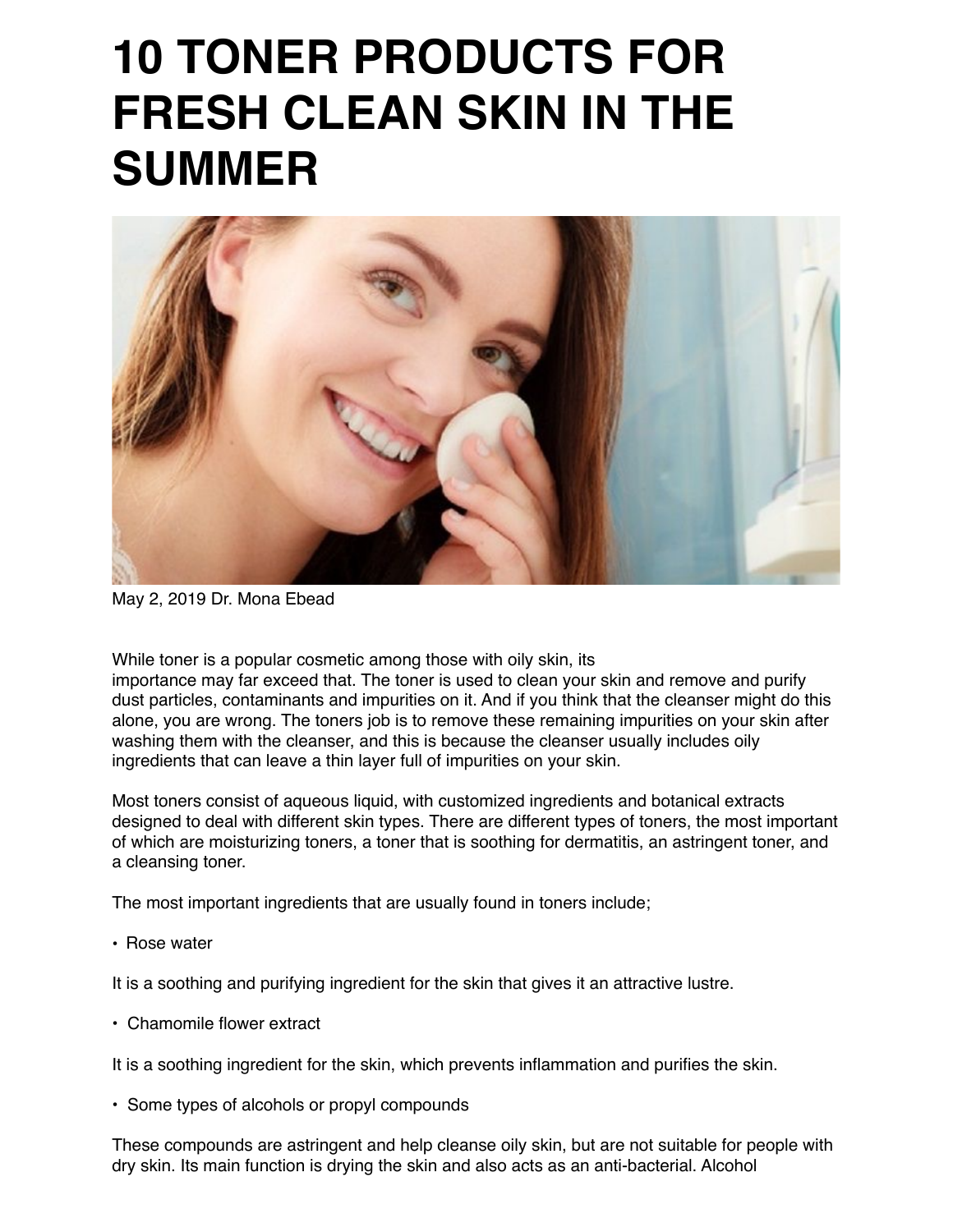# 10 TONER PRODUCTS FOR FRESH CLEAN SKIN IN THE SUMMER

May 2, 2019 Dr. Mona Ebead

While toner is a popular cosmetic among those with oily skin, its importance may far exceed that. The toner is used to clean your skin and remove and purify dust particles, contaminants and impurities on it. And if you think that the cleanser might do this alone, you are wrong. The toners job is to remove these remaining impurities on your skin after washing them with the cleanser, and this is because the cleanser usually includes oily ingredients that can leave a thin layer full of impurities on your skin.

Most toners consist of aqueous liquid, with customized ingredients and botanical extracts designed to deal with different skin types. There are different types of toners, the most important of which are moisturizing toners, a toner that is soothing for dermatitis, an astringent toner, and a cleansing toner.

The most important ingredients that are usually found in toners include;

- Rose water

It is a soothing and purifying ingredient for the skin that gives it an attractive lustre.

- Chamomile flower extract

It is a soothing ingredient for the skin, which prevents inflammation and purifies the skin.

- Some types of alcohols or propyl compounds

These compounds are astringent and help cleanse oily skin, but are not suitable for people with dry skin. Its main function is drying the skin and also acts as an anti-bacterial. Alcohol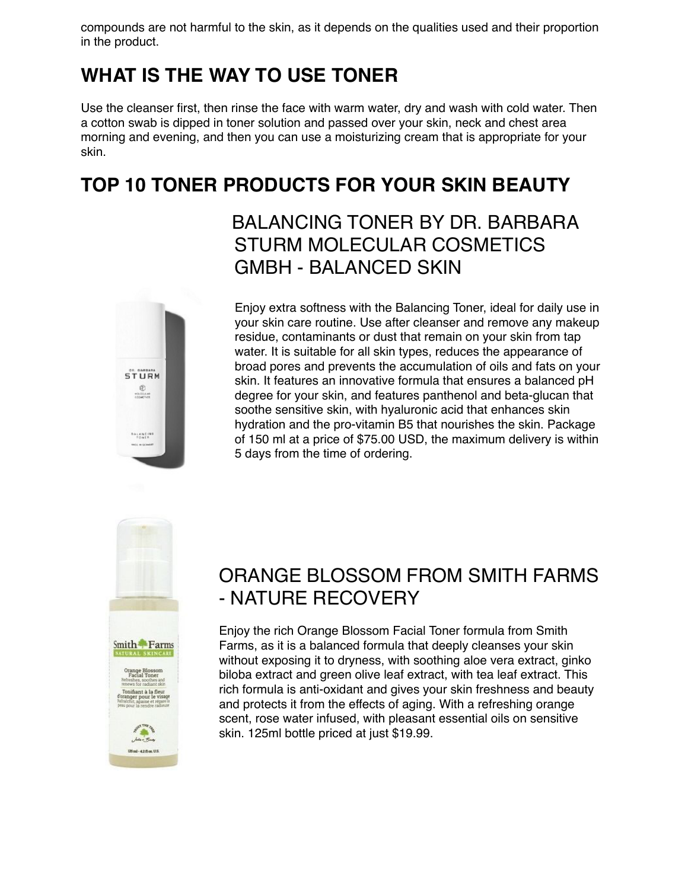compounds are not harmful to the skin, as it depends on the qualities used and their proportion in the product.

## WHAT IS THE WAY TO USE TONER

Use the cleanser first, then rinse the face with warm water, dry and wash with cold water. Then a cotton swab is dipped in toner solution and passed over your skin, neck and chest area morning and evening, and then you can use a moisturizing cream that is appropriate for your skin.

## TOP 10 TONER PRODUCTS FOR YOUR SKIN BEAUTY

### BALANCING TONER BY DR. BARBARA STURM MOLECULAR COSMETICS GMBH - BALANCED SKIN

Enjoy extra softness with the Balancing Toner, ideal for daily use in your skin care routine. Use after cleanser and remove any makeup residue, contaminants or dust that remain on your skin from tap water. It is suitable for all skin types, reduces the appearance of broad pores and prevents the accumulation of oils and fats on your skin. It features an innovative formula that ensures a balanced pH degree for your skin, and features panthenol and beta-glucan that soothe sensitive skin, with hyaluronic acid that enhances skin hydration and the pro-vitamin B5 that nourishes the skin. Package of 150 ml at a price of $75.00 USD, the maximum delivery is within 5 days from the time of ordering.

### ORANGE BLOSSOM FROM SMITH FARMS - NATURE RECOVERY

Enjoy the rich Orange Blossom Facial Toner formula from Smith Farms, as it is a balanced formula that deeply cleanses your skin without exposing it to dryness, with soothing aloe vera extract, ginko biloba extract and green olive leaf extract, with tea leaf extract. This rich formula is anti-oxidant and gives your skin freshness and beauty and protects it from the effects of aging. With a refreshing orange scent, rose water infused, with pleasant essential oils on sensitive skin. 125ml bottle priced at just $19.99.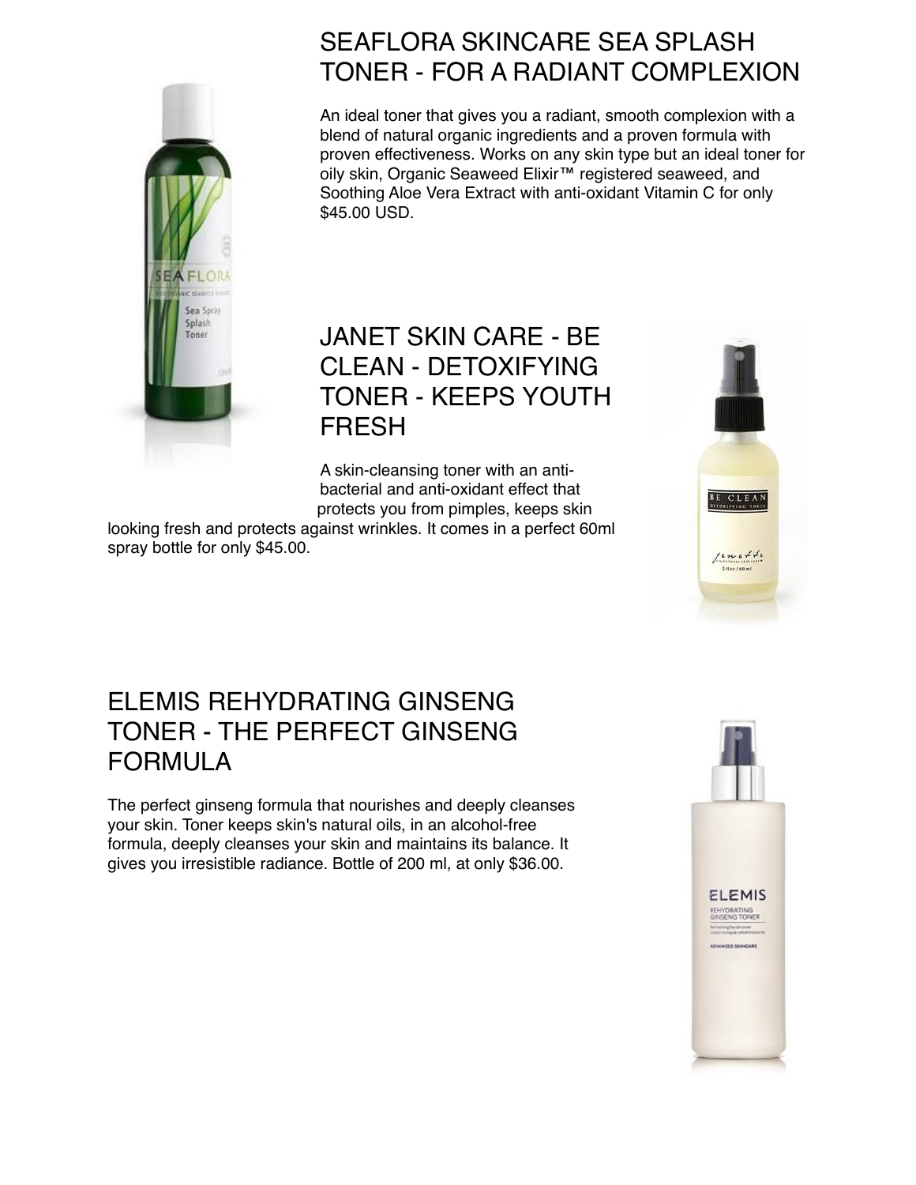## SEAFLORA SKINCARE SEA SPLASH TONER - FOR A RADIANT COMPLEXION

An ideal toner that gives you a radiant, smooth complexion with a blend of natural organic ingredients and a proven formula with proven effectiveness. Works on any skin type but an ideal toner for oily skin, Organic Seaweed Elixir™ registered seaweed, and Soothing Aloe Vera Extract with anti-oxidant Vitamin C for only $45.00 USD.

## JANET SKIN CARE - BE CLEAN - DETOXIFYING TONER - KEEPS YOUTH FRESH

A skin-cleansing toner with an anti-bacterial and anti-oxidant effect that protects you from pimples, keeps skin looking fresh and protects against wrinkles. It comes in a perfect 60ml spray bottle for only $45.00.

## ELEMIS REHYDRATING GINSENG TONER - THE PERFECT GINSENG FORMULA

The perfect ginseng formula that nourishes and deeply cleanses your skin. Toner keeps skin's natural oils, in an alcohol-free formula, deeply cleanses your skin and maintains its balance. It gives you irresistible radiance. Bottle of 200 ml, at only $36.00.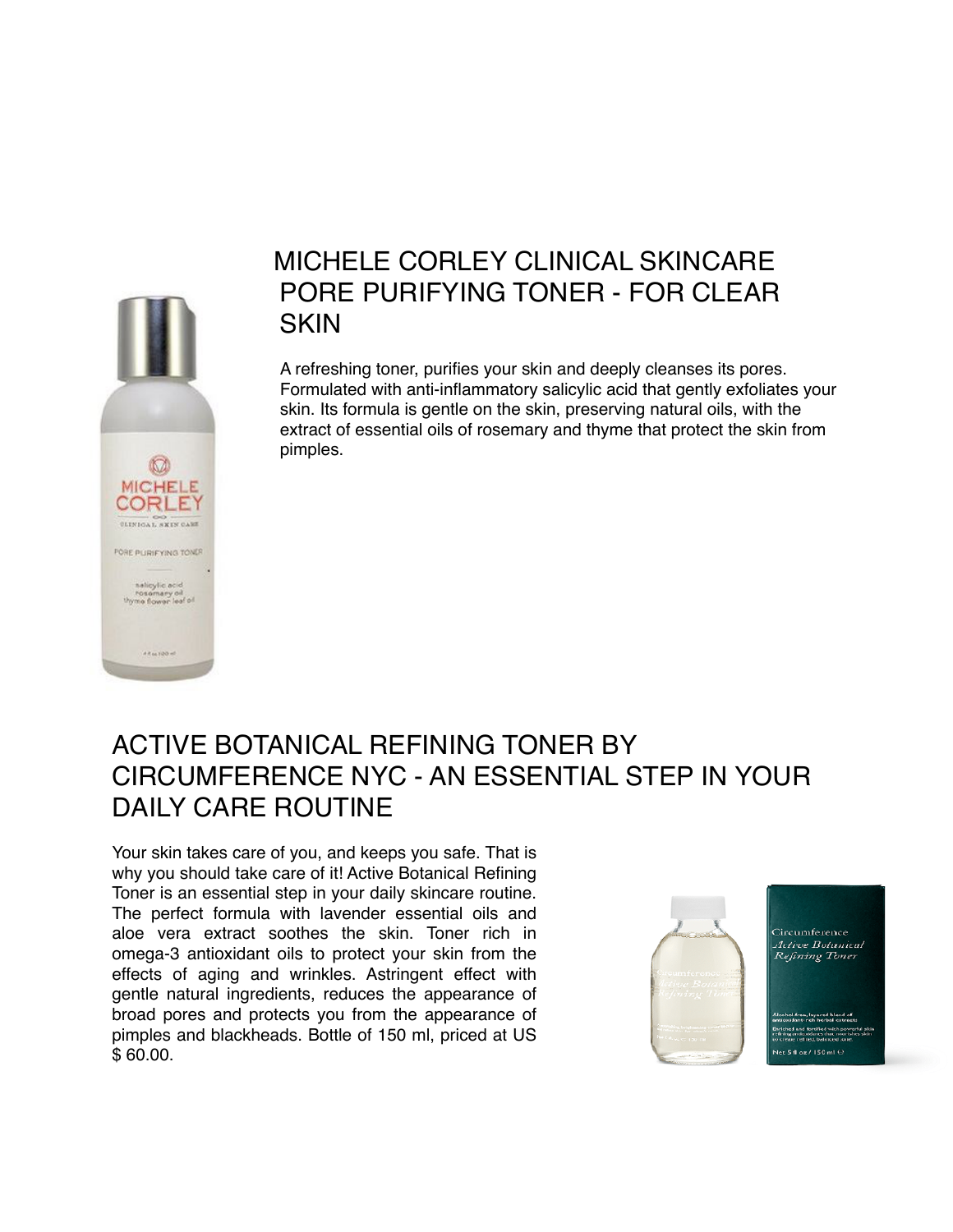## MICHELE CORLEY CLINICAL SKINCARE PORE PURIFYING TONER - FOR CLEAR SKIN

A refreshing toner, purifies your skin and deeply cleanses its pores. Formulated with anti-inflammatory salicylic acid that gently exfoliates your skin. Its formula is gentle on the skin, preserving natural oils, with the extract of essential oils of rosemary and thyme that protect the skin from pimples.

## ACTIVE BOTANICAL REFINING TONER BY CIRCUMFERENCE NYC - AN ESSENTIAL STEP IN YOUR DAILY CARE ROUTINE

Your skin takes care of you, and keeps you safe. That is why you should take care of it! Active Botanical Refining Toner is an essential step in your daily skincare routine. The perfect formula with lavender essential oils and aloe vera extract soothes the skin. Toner rich in omega-3 antioxidant oils to protect your skin from the effects of aging and wrinkles. Astringent effect with gentle natural ingredients, reduces the appearance of broad pores and protects you from the appearance of pimples and blackheads. Bottle of 150 ml, priced at US $ 60.00.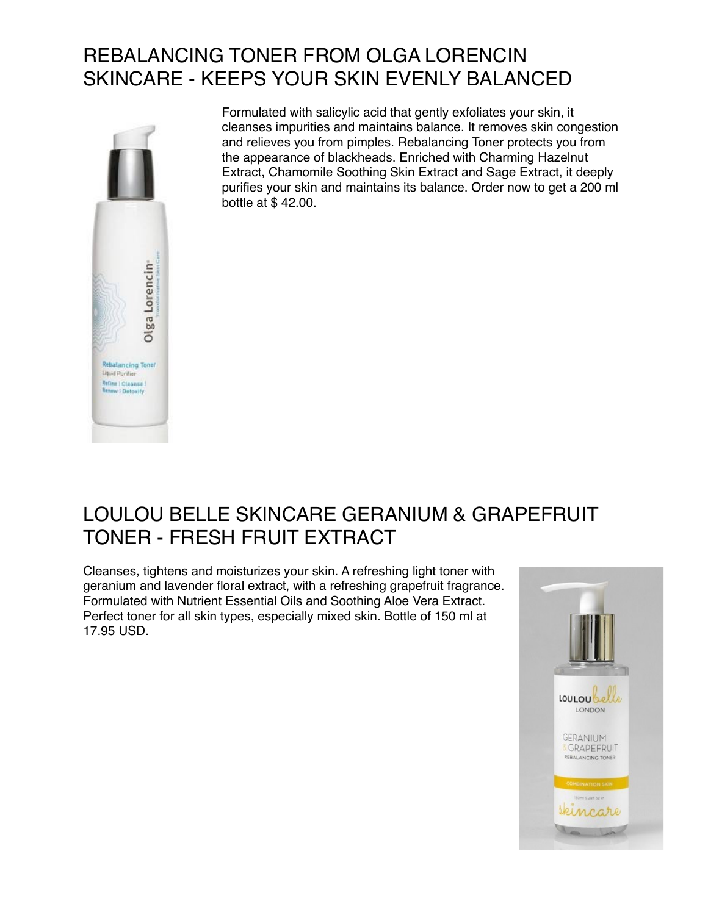## REBALANCING TONER FROM OLGA LORENCIN SKINCARE - KEEPS YOUR SKIN EVENLY BALANCED

Formulated with salicylic acid that gently exfoliates your skin, it cleanses impurities and maintains balance. It removes skin congestion and relieves you from pimples. Rebalancing Toner protects you from the appearance of blackheads. Enriched with Charming Hazelnut Extract, Chamomile Soothing Skin Extract and Sage Extract, it deeply purifies your skin and maintains its balance. Order now to get a 200 ml bottle at $ 42.00.

## LOULOU BELLE SKINCARE GERANIUM & GRAPEFRUIT TONER - FRESH FRUIT EXTRACT

Cleanses, tightens and moisturizes your skin. A refreshing light toner with geranium and lavender floral extract, with a refreshing grapefruit fragrance. Formulated with Nutrient Essential Oils and Soothing Aloe Vera Extract. Perfect toner for all skin types, especially mixed skin. Bottle of 150 ml at 17.95 USD.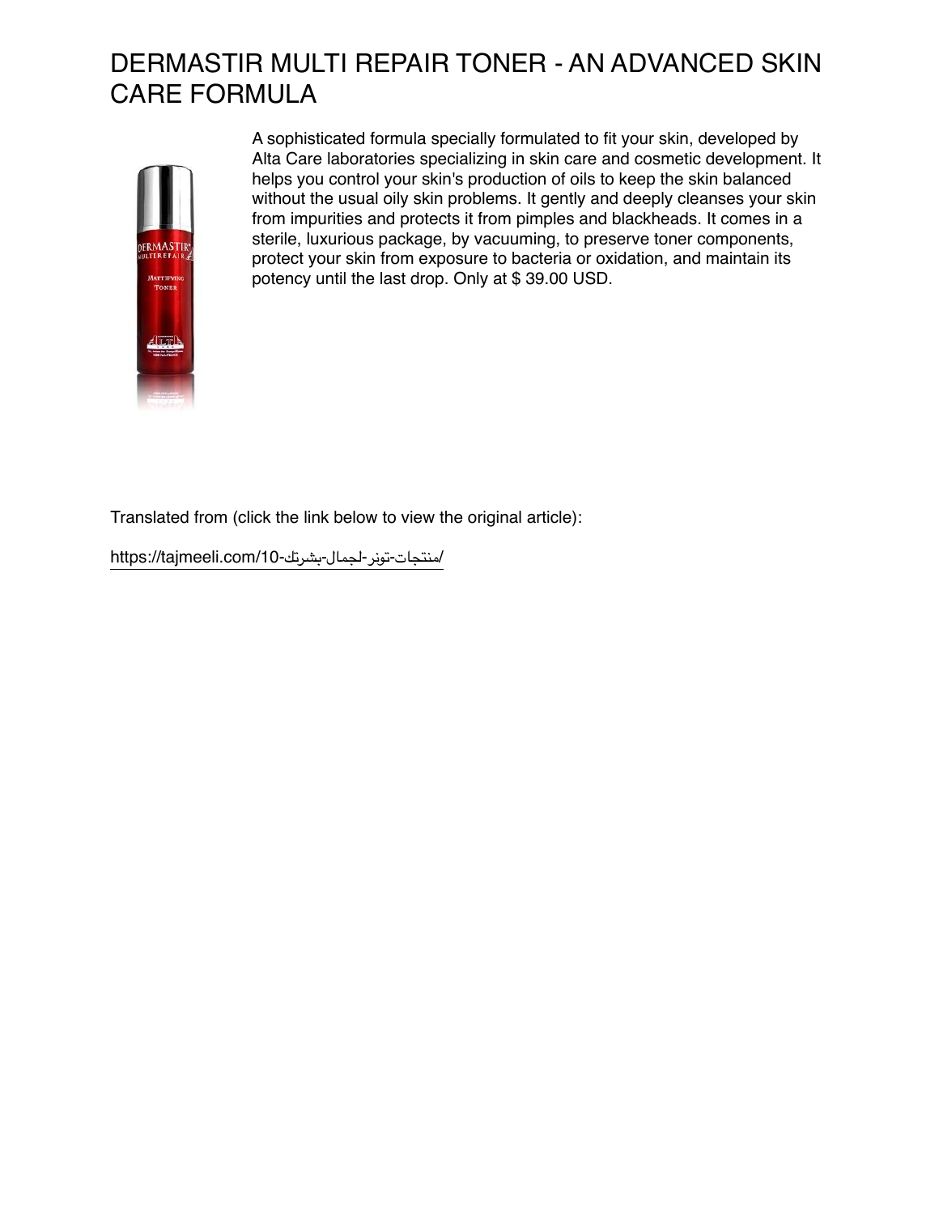# DERMASTIR MULTI REPAIR TONER - AN ADVANCED SKIN CARE FORMULA

A sophisticated formula specially formulated to fit your skin, developed by Alta Care laboratories specializing in skin care and cosmetic development. It helps you control your skin's production of oils to keep the skin balanced without the usual oily skin problems. It gently and deeply cleanses your skin from impurities and protects it from pimples and blackheads. It comes in a sterile, luxurious package, by vacuuming, to preserve toner components, protect your skin from exposure to bacteria or oxidation, and maintain its potency until the last drop. Only at $ 39.00 USD.

Translated from (click the link below to view the original article):

https://tajmeeli.com/10-منتجات-تونر-لجمال-بشرتك/